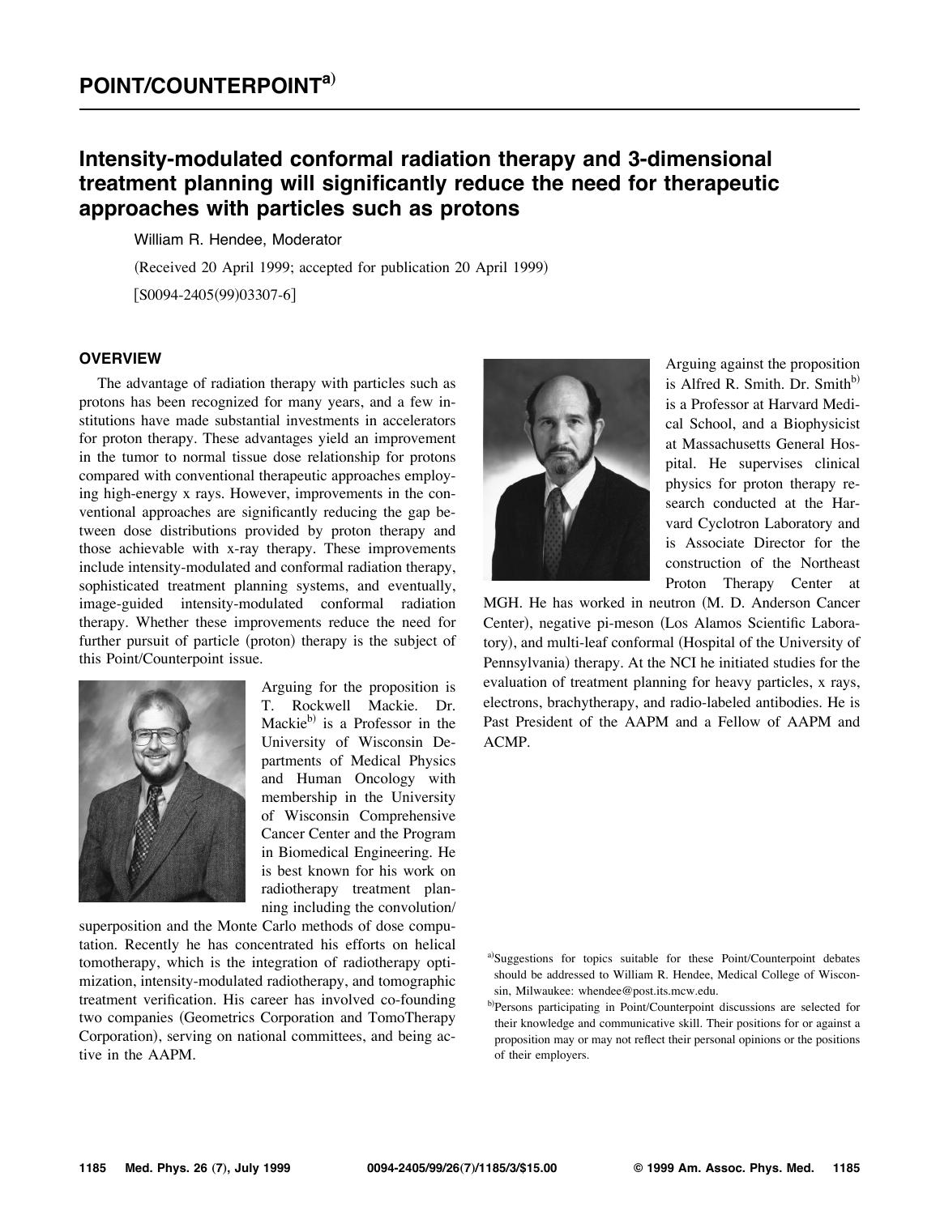# POINT/COUNTERPOINT[a]

## Intensity-modulated conformal radiation therapy and 3-dimensional treatment planning will significantly reduce the need for therapeutic approaches with particles such as protons

William R. Hendee, Moderator

(Received 20 April 1999; accepted for publication 20 April 1999)

[S0094-2405(99)03307-6]

### OVERVIEW

The advantage of radiation therapy with particles such as protons has been recognized for many years, and a few institutions have made substantial investments in accelerators for proton therapy. These advantages yield an improvement in the tumor to normal tissue dose relationship for protons compared with conventional therapeutic approaches employing high-energy x rays. However, improvements in the conventional approaches are significantly reducing the gap between dose distributions provided by proton therapy and those achievable with x-ray therapy. These improvements include intensity-modulated and conformal radiation therapy, sophisticated treatment planning systems, and eventually, image-guided intensity-modulated conformal radiation therapy. Whether these improvements reduce the need for further pursuit of particle (proton) therapy is the subject of this Point/Counterpoint issue.

Arguing for the proposition is T. Rockwell Mackie. Dr. Mackie[b] is a Professor in the University of Wisconsin Departments of Medical Physics and Human Oncology with membership in the University of Wisconsin Comprehensive Cancer Center and the Program in Biomedical Engineering. He is best known for his work on radiotherapy treatment planning including the convolution/superposition and the Monte Carlo methods of dose computation. Recently he has concentrated his efforts on helical tomotherapy, which is the integration of radiotherapy optimization, intensity-modulated radiotherapy, and tomographic treatment verification. His career has involved co-founding two companies (Geometrics Corporation and TomoTherapy Corporation), serving on national committees, and being active in the AAPM.

Arguing against the proposition is Alfred R. Smith. Dr. Smith[b] is a Professor at Harvard Medical School, and a Biophysicist at Massachusetts General Hospital. He supervises clinical physics for proton therapy research conducted at the Harvard Cyclotron Laboratory and is Associate Director for the construction of the Northeast Proton Therapy Center at MGH. He has worked in neutron (M. D. Anderson Cancer Center), negative pi-meson (Los Alamos Scientific Laboratory), and multi-leaf conformal (Hospital of the University of Pennsylvania) therapy. At the NCI he initiated studies for the evaluation of treatment planning for heavy particles, x rays, electrons, brachytherapy, and radio-labeled antibodies. He is Past President of the AAPM and a Fellow of AAPM and ACMP.

[a]Suggestions for topics suitable for these Point/Counterpoint debates should be addressed to William R. Hendee, Medical College of Wisconsin, Milwaukee: whendee@post.its.mcw.edu.

[b]Persons participating in Point/Counterpoint discussions are selected for their knowledge and communicative skill. Their positions for or against a proposition may or may not reflect their personal opinions or the positions of their employers.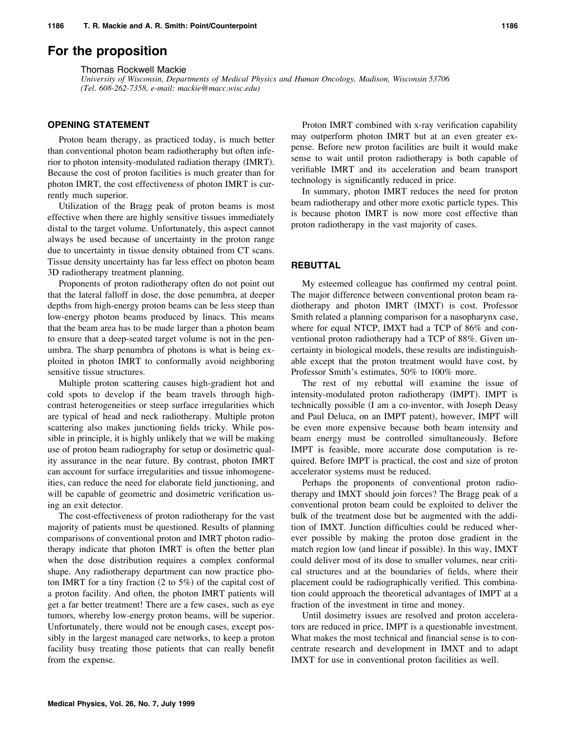# For the proposition

Thomas Rockwell Mackie

*University of Wisconsin, Departments of Medical Physics and Human Oncology, Madison, Wisconsin 53706*
*(Tel. 608-262-7358, e-mail: mackie@macc.wisc.edu)*

## OPENING STATEMENT

Proton beam therapy, as practiced today, is much better than conventional photon beam radiotheraphy but often inferior to photon intensity-modulated radiation therapy (IMRT). Because the cost of proton facilities is much greater than for photon IMRT, the cost effectiveness of photon IMRT is currently much superior.

Utilization of the Bragg peak of proton beams is most effective when there are highly sensitive tissues immediately distal to the target volume. Unfortunately, this aspect cannot always be used because of uncertainty in the proton range due to uncertainty in tissue density obtained from CT scans. Tissue density uncertainty has far less effect on photon beam 3D radiotherapy treatment planning.

Proponents of proton radiotherapy often do not point out that the lateral falloff in dose, the dose penumbra, at deeper depths from high-energy proton beams can be less steep than low-energy photon beams produced by linacs. This means that the beam area has to be made larger than a photon beam to ensure that a deep-seated target volume is not in the penumbra. The sharp penumbra of photons is what is being exploited in photon IMRT to conformally avoid neighboring sensitive tissue structures.

Multiple proton scattering causes high-gradient hot and cold spots to develop if the beam travels through high-contrast heterogeneities or steep surface irregularities which are typical of head and neck radiotherapy. Multiple proton scattering also makes junctioning fields tricky. While possible in principle, it is highly unlikely that we will be making use of proton beam radiography for setup or dosimetric quality assurance in the near future. By contrast, photon IMRT can account for surface irregularities and tissue inhomogeneities, can reduce the need for elaborate field junctioning, and will be capable of geometric and dosimetric verification using an exit detector.

The cost-effectiveness of proton radiotherapy for the vast majority of patients must be questioned. Results of planning comparisons of conventional proton and IMRT photon radiotherapy indicate that photon IMRT is often the better plan when the dose distribution requires a complex conformal shape. Any radiotherapy department can now practice photon IMRT for a tiny fraction (2 to 5%) of the capital cost of a proton facility. And often, the photon IMRT patients will get a far better treatment! There are a few cases, such as eye tumors, whereby low-energy proton beams, will be superior. Unfortunately, there would not be enough cases, except possibly in the largest managed care networks, to keep a proton facility busy treating those patients that can really benefit from the expense.

Proton IMRT combined with x-ray verification capability may outperform photon IMRT but at an even greater expense. Before new proton facilities are built it would make sense to wait until proton radiotherapy is both capable of verifiable IMRT and its acceleration and beam transport technology is significantly reduced in price.

In summary, photon IMRT reduces the need for proton beam radiotherapy and other more exotic particle types. This is because photon IMRT is now more cost effective than proton radiotherapy in the vast majority of cases.

## REBUTTAL

My esteemed colleague has confirmed my central point. The major difference between conventional proton beam radiotherapy and photon IMRT (IMXT) is cost. Professor Smith related a planning comparison for a nasopharynx case, where for equal NTCP, IMXT had a TCP of 86% and conventional proton radiotherapy had a TCP of 88%. Given uncertainty in biological models, these results are indistinguishable except that the proton treatment would have cost, by Professor Smith's estimates, 50% to 100% more.

The rest of my rebuttal will examine the issue of intensity-modulated proton radiotherapy (IMPT). IMPT is technically possible (I am a co-inventor, with Joseph Deasy and Paul Deluca, on an IMPT patent), however, IMPT will be even more expensive because both beam intensity and beam energy must be controlled simultaneously. Before IMPT is feasible, more accurate dose computation is required. Before IMPT is practical, the cost and size of proton accelerator systems must be reduced.

Perhaps the proponents of conventional proton radiotherapy and IMXT should join forces? The Bragg peak of a conventional proton beam could be exploited to deliver the bulk of the treatment dose but be augmented with the addition of IMXT. Junction difficulties could be reduced wherever possible by making the proton dose gradient in the match region low (and linear if possible). In this way, IMXT could deliver most of its dose to smaller volumes, near critical structures and at the boundaries of fields, where their placement could be radiographically verified. This combination could approach the theoretical advantages of IMPT at a fraction of the investment in time and money.

Until dosimetry issues are resolved and proton accelerators are reduced in price, IMPT is a questionable investment. What makes the most technical and financial sense is to concentrate research and development in IMXT and to adapt IMXT for use in conventional proton facilities as well.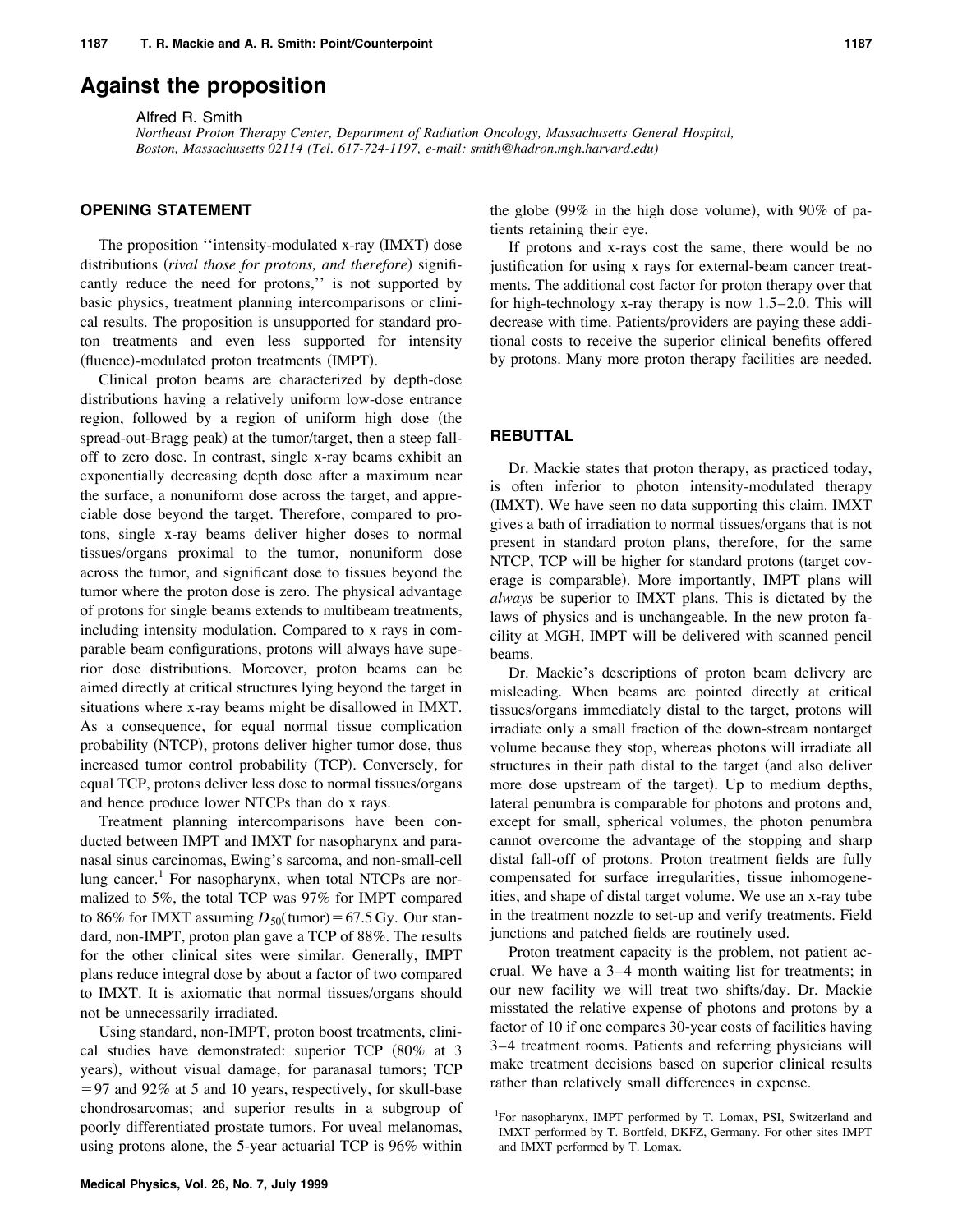# Against the proposition

Alfred R. Smith

*Northeast Proton Therapy Center, Department of Radiation Oncology, Massachusetts General Hospital, Boston, Massachusetts 02114 (Tel. 617-724-1197, e-mail: smith@hadron.mgh.harvard.edu)*

## OPENING STATEMENT

The proposition ''intensity-modulated x-ray (IMXT) dose distributions (*rival those for protons, and therefore*) significantly reduce the need for protons,'' is not supported by basic physics, treatment planning intercomparisons or clinical results. The proposition is unsupported for standard proton treatments and even less supported for intensity (fluence)-modulated proton treatments (IMPT).

Clinical proton beams are characterized by depth-dose distributions having a relatively uniform low-dose entrance region, followed by a region of uniform high dose (the spread-out-Bragg peak) at the tumor/target, then a steep falloff to zero dose. In contrast, single x-ray beams exhibit an exponentially decreasing depth dose after a maximum near the surface, a nonuniform dose across the target, and appreciable dose beyond the target. Therefore, compared to protons, single x-ray beams deliver higher doses to normal tissues/organs proximal to the tumor, nonuniform dose across the tumor, and significant dose to tissues beyond the tumor where the proton dose is zero. The physical advantage of protons for single beams extends to multibeam treatments, including intensity modulation. Compared to x rays in comparable beam configurations, protons will always have superior dose distributions. Moreover, proton beams can be aimed directly at critical structures lying beyond the target in situations where x-ray beams might be disallowed in IMXT. As a consequence, for equal normal tissue complication probability (NTCP), protons deliver higher tumor dose, thus increased tumor control probability (TCP). Conversely, for equal TCP, protons deliver less dose to normal tissues/organs and hence produce lower NTCPs than do x rays.

Treatment planning intercomparisons have been conducted between IMPT and IMXT for nasopharynx and paranasal sinus carcinomas, Ewing's sarcoma, and non-small-cell lung cancer.[1] For nasopharynx, when total NTCPs are normalized to 5%, the total TCP was 97% for IMPT compared to 86% for IMXT assuming $D_{50}(\text{tumor}) = 67.5\,\text{Gy}$. Our standard, non-IMPT, proton plan gave a TCP of 88%. The results for the other clinical sites were similar. Generally, IMPT plans reduce integral dose by about a factor of two compared to IMXT. It is axiomatic that normal tissues/organs should not be unnecessarily irradiated.

Using standard, non-IMPT, proton boost treatments, clinical studies have demonstrated: superior TCP (80% at 3 years), without visual damage, for paranasal tumors; TCP = 97 and 92% at 5 and 10 years, respectively, for skull-base chondrosarcomas; and superior results in a subgroup of poorly differentiated prostate tumors. For uveal melanomas, using protons alone, the 5-year actuarial TCP is 96% within the globe (99% in the high dose volume), with 90% of patients retaining their eye.

If protons and x-rays cost the same, there would be no justification for using x rays for external-beam cancer treatments. The additional cost factor for proton therapy over that for high-technology x-ray therapy is now 1.5–2.0. This will decrease with time. Patients/providers are paying these additional costs to receive the superior clinical benefits offered by protons. Many more proton therapy facilities are needed.

## REBUTTAL

Dr. Mackie states that proton therapy, as practiced today, is often inferior to photon intensity-modulated therapy (IMXT). We have seen no data supporting this claim. IMXT gives a bath of irradiation to normal tissues/organs that is not present in standard proton plans, therefore, for the same NTCP, TCP will be higher for standard protons (target coverage is comparable). More importantly, IMPT plans will *always* be superior to IMXT plans. This is dictated by the laws of physics and is unchangeable. In the new proton facility at MGH, IMPT will be delivered with scanned pencil beams.

Dr. Mackie's descriptions of proton beam delivery are misleading. When beams are pointed directly at critical tissues/organs immediately distal to the target, protons will irradiate only a small fraction of the down-stream nontarget volume because they stop, whereas photons will irradiate all structures in their path distal to the target (and also deliver more dose upstream of the target). Up to medium depths, lateral penumbra is comparable for photons and protons and, except for small, spherical volumes, the photon penumbra cannot overcome the advantage of the stopping and sharp distal fall-off of protons. Proton treatment fields are fully compensated for surface irregularities, tissue inhomogeneities, and shape of distal target volume. We use an x-ray tube in the treatment nozzle to set-up and verify treatments. Field junctions and patched fields are routinely used.

Proton treatment capacity is the problem, not patient accrual. We have a 3–4 month waiting list for treatments; in our new facility we will treat two shifts/day. Dr. Mackie misstated the relative expense of photons and protons by a factor of 10 if one compares 30-year costs of facilities having 3–4 treatment rooms. Patients and referring physicians will make treatment decisions based on superior clinical results rather than relatively small differences in expense.

[1]For nasopharynx, IMPT performed by T. Lomax, PSI, Switzerland and IMXT performed by T. Bortfeld, DKFZ, Germany. For other sites IMPT and IMXT performed by T. Lomax.